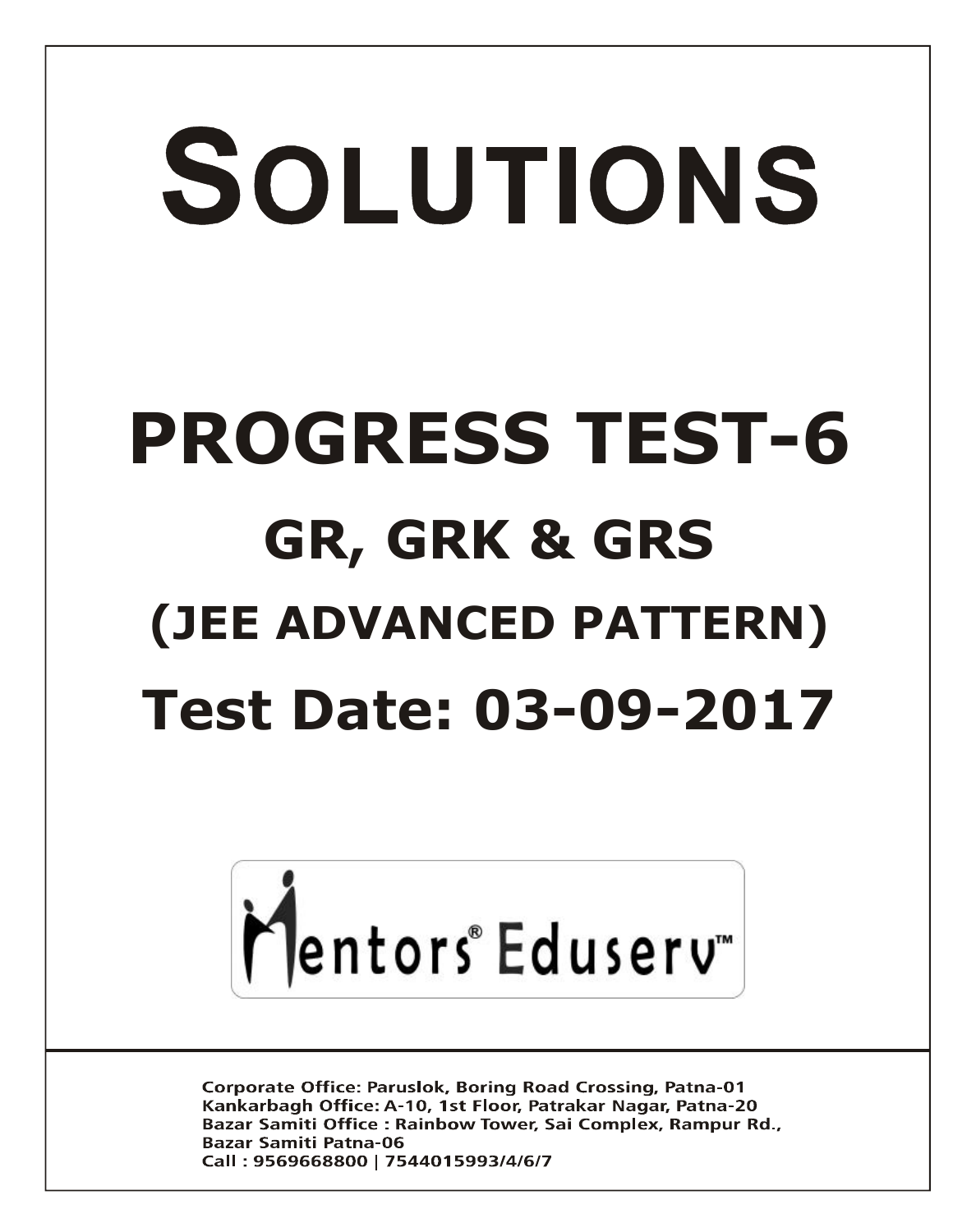# SOLUTIONS

# PROGRESS TEST-6

## GR, GRK & GRS

## (JEE ADVANCED PATTERN)

## Test Date: 03-09-2017

Mentors® Eduserv™

Corporate Office: Paruslok, Boring Road Crossing, Patna-01
Kankarbagh Office: A-10, 1st Floor, Patrakar Nagar, Patna-20
Bazar Samiti Office : Rainbow Tower, Sai Complex, Rampur Rd., Bazar Samiti Patna-06
Call : 9569668800 | 7544015993/4/6/7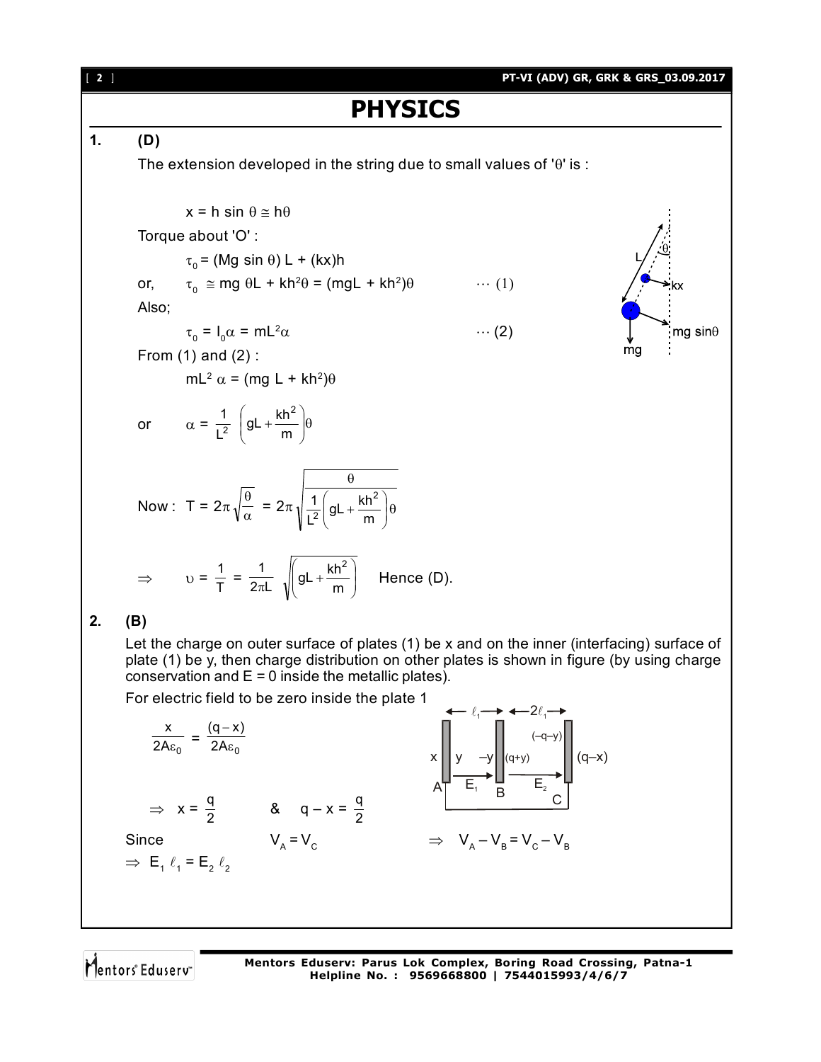# PHYSICS

**1.** **(D)**

The extension developed in the string due to small values of '$\theta$' is :

$$x = h \sin \theta \cong h\theta$$

Torque about 'O' :

$$\tau_0 = (Mg \sin \theta) L + (kx)h$$

or, $\tau_0 \cong mg\, \theta L + kh^2\theta = (mgL + kh^2)\theta$ $\quad\cdots (1)$

Also;

$$\tau_0 = I_0\alpha = mL^2\alpha \quad \cdots (2)$$

From (1) and (2) :

$$mL^2\, \alpha = (mg\, L + kh^2)\theta$$

or $\quad \alpha = \dfrac{1}{L^2}\left(gL + \dfrac{kh^2}{m}\right)\theta$

Now : $T = 2\pi\sqrt{\dfrac{\theta}{\alpha}} = 2\pi\sqrt{\dfrac{\theta}{\dfrac{1}{L^2}\left(gL + \dfrac{kh^2}{m}\right)\theta}}$

$\Rightarrow \quad \upsilon = \dfrac{1}{T} = \dfrac{1}{2\pi L}\sqrt{\left(gL + \dfrac{kh^2}{m}\right)}$ $\quad$ Hence (D).

**2.** **(B)**

Let the charge on outer surface of plates (1) be x and on the inner (interfacing) surface of plate (1) be y, then charge distribution on other plates is shown in figure (by using charge conservation and E = 0 inside the metallic plates).

For electric field to be zero inside the plate 1

$$\frac{x}{2A\varepsilon_0} = \frac{(q - x)}{2A\varepsilon_0}$$

$\Rightarrow \quad x = \dfrac{q}{2} \qquad \& \qquad q - x = \dfrac{q}{2}$

Since $\qquad V_A = V_C \qquad \Rightarrow \quad V_A - V_B = V_C - V_B$

$\Rightarrow \; E_1\, \ell_1 = E_2\, \ell_2$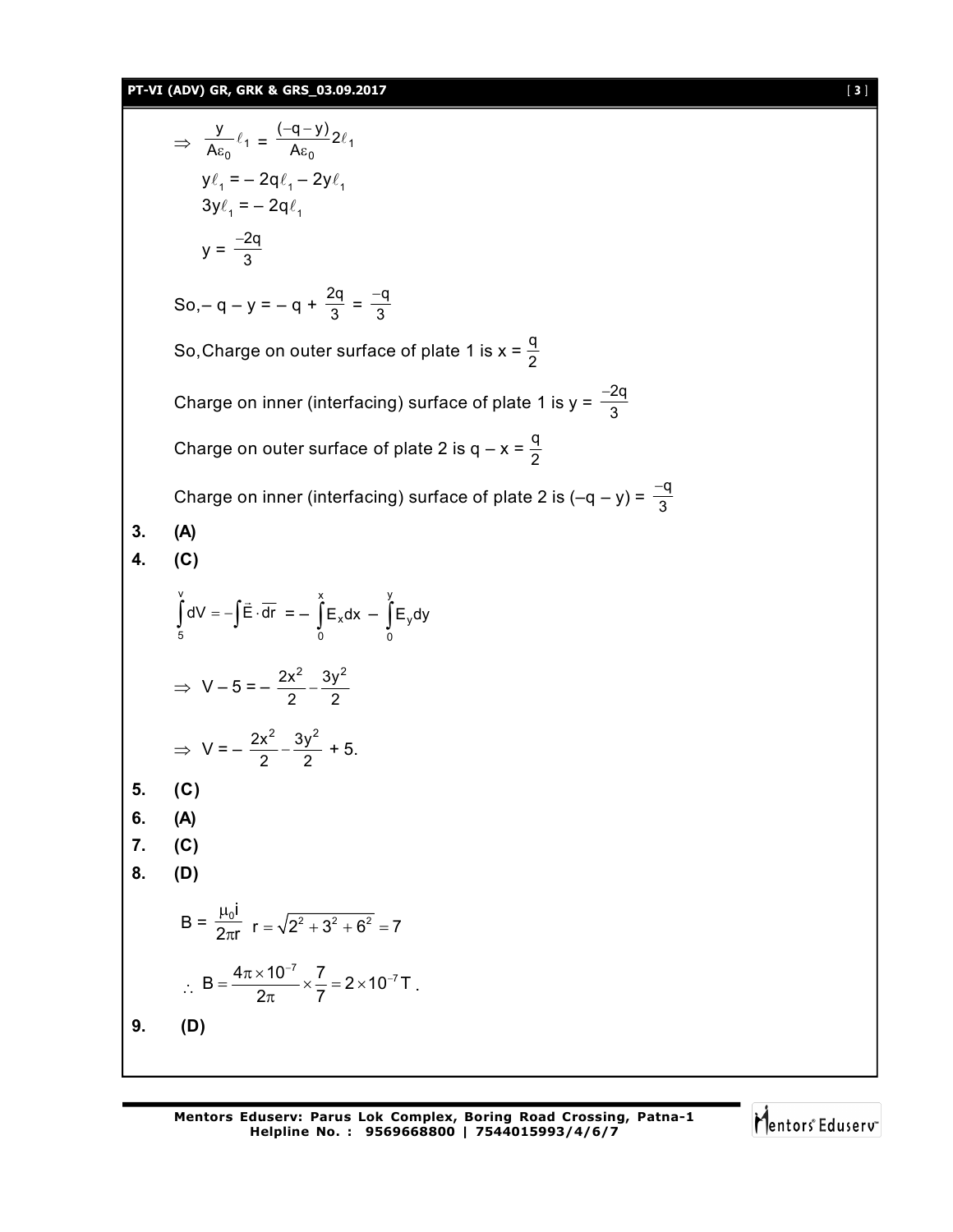$$\Rightarrow \frac{y}{A\varepsilon_0}\ell_1 = \frac{(-q-y)}{A\varepsilon_0}2\ell_1$$

$$y\ell_1 = -2q\ell_1 - 2y\ell_1$$

$$3y\ell_1 = -2q\ell_1$$

$$y = \frac{-2q}{3}$$

So, $-q - y = -q + \frac{2q}{3} = \frac{-q}{3}$

So, Charge on outer surface of plate 1 is $x = \frac{q}{2}$

Charge on inner (interfacing) surface of plate 1 is $y = \frac{-2q}{3}$

Charge on outer surface of plate 2 is $q - x = \frac{q}{2}$

Charge on inner (interfacing) surface of plate 2 is $(-q - y) = \frac{-q}{3}$

**3.** **(A)**

**4.** **(C)**

$$\int_5^v dV = -\int \vec{E}\cdot\overline{dr} = -\int_0^x E_x dx - \int_0^y E_y dy$$

$$\Rightarrow V - 5 = -\frac{2x^2}{2} - \frac{3y^2}{2}$$

$$\Rightarrow V = -\frac{2x^2}{2} - \frac{3y^2}{2} + 5.$$

**5.** **(C)**

**6.** **(A)**

**7.** **(C)**

**8.** **(D)**

$$B = \frac{\mu_0 i}{2\pi r} \quad r = \sqrt{2^2 + 3^2 + 6^2} = 7$$

$$\therefore B = \frac{4\pi \times 10^{-7}}{2\pi} \times \frac{7}{7} = 2 \times 10^{-7}\,T.$$

**9.** **(D)**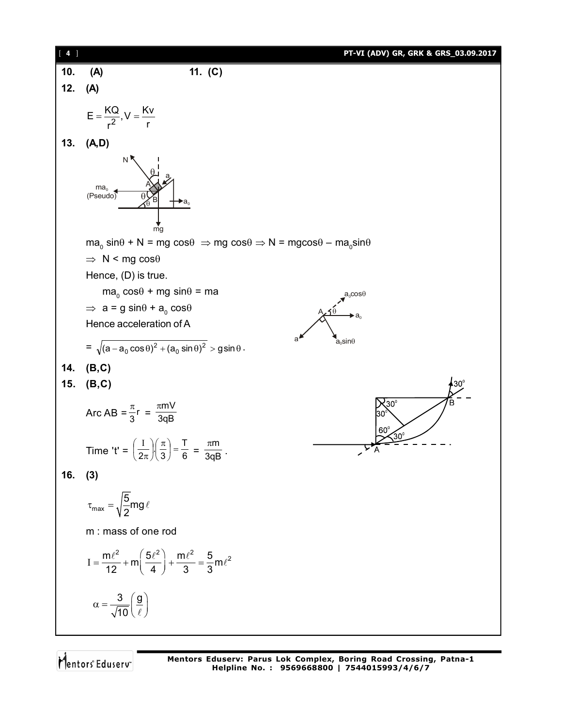**10.** **(A)** **11.** **(C)**

**12.** **(A)**

$$E = \frac{KQ}{r^2}, V = \frac{Kv}{r}$$

**13.** **(A,D)**

$ma_0 \sin\theta + N = mg \cos\theta \Rightarrow mg \cos\theta \Rightarrow N = mg\cos\theta - ma_0\sin\theta$

$\Rightarrow N < mg \cos\theta$

Hence, (D) is true.

$ma_0 \cos\theta + mg \sin\theta = ma$

$\Rightarrow a = g \sin\theta + a_0 \cos\theta$

Hence acceleration of A

$= \sqrt{(a - a_0 \cos\theta)^2 + (a_0 \sin\theta)^2} > g \sin\theta$.

**14.** **(B,C)**

**15.** **(B,C)**

Arc AB $= \frac{\pi}{3} r = \frac{\pi m V}{3qB}$

Time 't' $= \left(\frac{I}{2\pi}\right)\left(\frac{\pi}{3}\right) = \frac{T}{6} = \frac{\pi m}{3qB}$.

**16.** **(3)**

$$\tau_{max} = \sqrt{\frac{5}{2}} mg\ell$$

m : mass of one rod

$$I = \frac{m\ell^2}{12} + m\left(\frac{5\ell^2}{4}\right) + \frac{m\ell^2}{3} = \frac{5}{3} m\ell^2$$

$$\alpha = \frac{3}{\sqrt{10}}\left(\frac{g}{\ell}\right)$$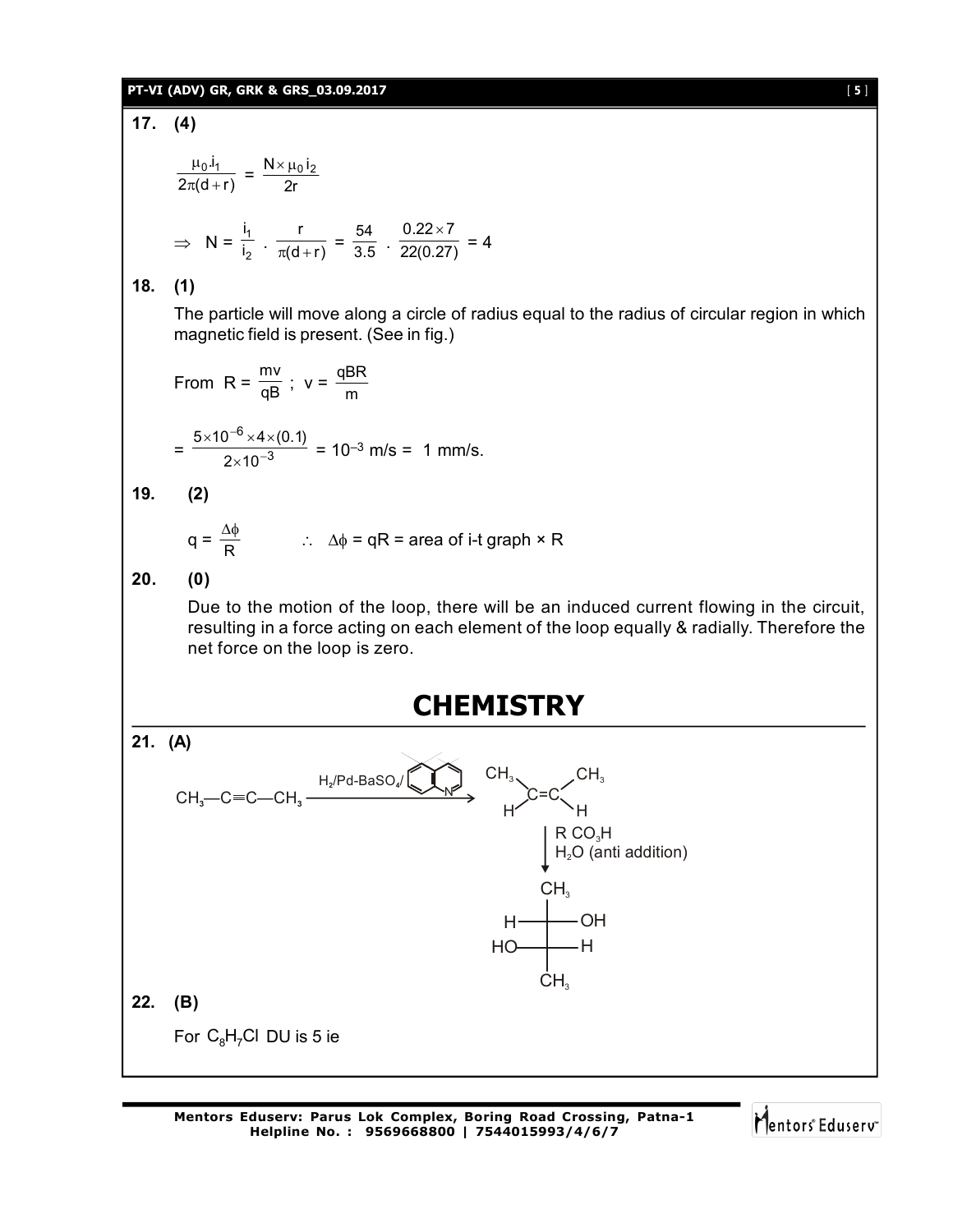**17. (4)**

$$\frac{\mu_0 . i_1}{2\pi(d+r)} = \frac{N \times \mu_0 i_2}{2r}$$

$$\Rightarrow \; N = \frac{i_1}{i_2} \cdot \frac{r}{\pi(d+r)} = \frac{54}{3.5} \cdot \frac{0.22 \times 7}{22(0.27)} = 4$$

**18. (1)**

The particle will move along a circle of radius equal to the radius of circular region in which magnetic field is present. (See in fig.)

From $R = \frac{mv}{qB}$ ; $v = \frac{qBR}{m}$

$$= \frac{5 \times 10^{-6} \times 4 \times (0.1)}{2 \times 10^{-3}} = 10^{-3} \text{ m/s} = 1 \text{ mm/s.}$$

**19. (2)**

$q = \frac{\Delta\phi}{R}$ $\quad \therefore \; \Delta\phi = qR$ = area of i-t graph × R

**20. (0)**

Due to the motion of the loop, there will be an induced current flowing in the circuit, resulting in a force acting on each element of the loop equally & radially. Therefore the net force on the loop is zero.

# CHEMISTRY

**21. (A)**

$CH_3—C \equiv C—CH_3 \xrightarrow{H_2/Pd\text{-}BaSO_4/\text{quinoline}}$ cis-$CH_3CH=CHCH_3$ (both $CH_3$ on same side, both H on same side)

$\xrightarrow{RCO_3H,\; H_2O \text{ (anti addition)}}$ Fischer projection: $CH_3$ (top); H—C—OH; HO—C—H; $CH_3$ (bottom)

**22. (B)**

For $C_8H_7Cl$ DU is 5 ie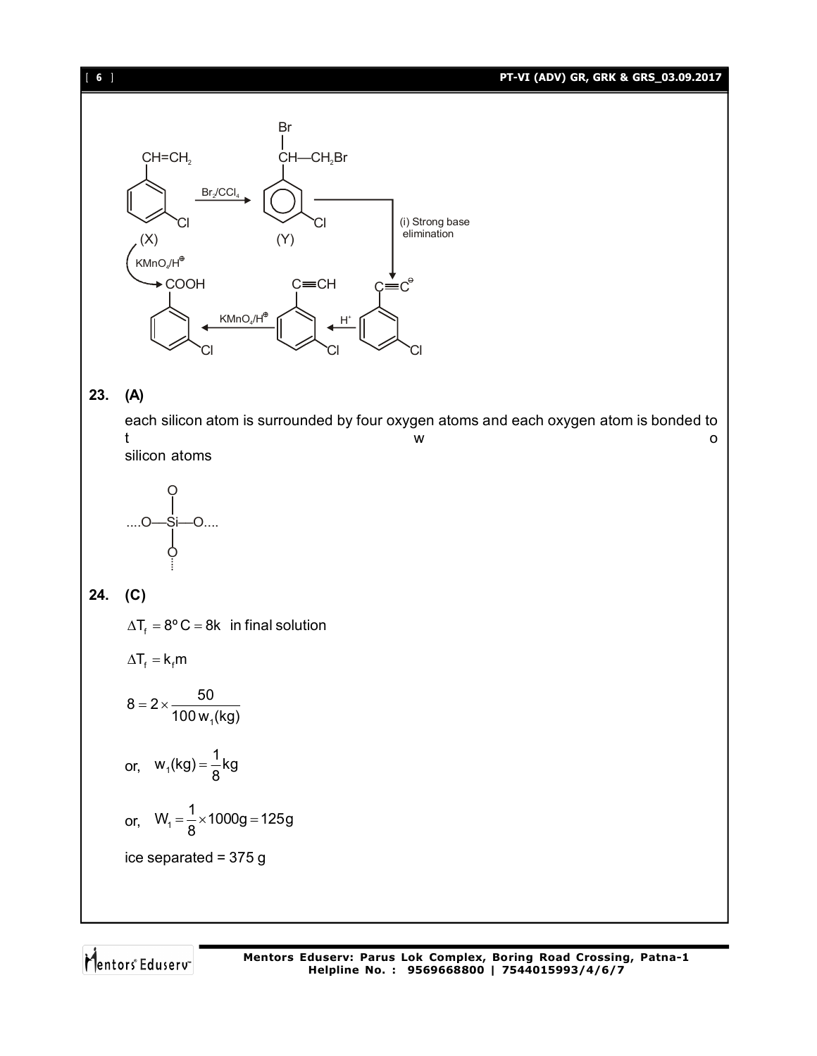(X) 3-chlorostyrene ($CH=CH_2$, Cl) $\xrightarrow{Br_2/CCl_4}$ (Y) ($CH(Br)-CH_2Br$, Cl) $\xrightarrow{\text{(i) Strong base elimination}}$ $C\equiv C^{\ominus}$ (Cl) $\xrightarrow{H^+}$ $C\equiv CH$ (Cl) $\xrightarrow{KMnO_4/H^{\oplus}}$ COOH (Cl)

(X) $\xrightarrow{KMnO_4/H^{\oplus}}$ COOH (Cl)

**23. (A)**

each silicon atom is surrounded by four oxygen atoms and each oxygen atom is bonded to two silicon atoms

....O—Si—O.... (with O above and O below Si)

**24. (C)**

$\Delta T_f = 8^o C = 8k$ in final solution

$\Delta T_f = k_f m$

$$8 = 2 \times \frac{50}{100\, w_1(kg)}$$

or, $w_1(kg) = \frac{1}{8}kg$

or, $W_1 = \frac{1}{8} \times 1000g = 125g$

ice separated = 375 g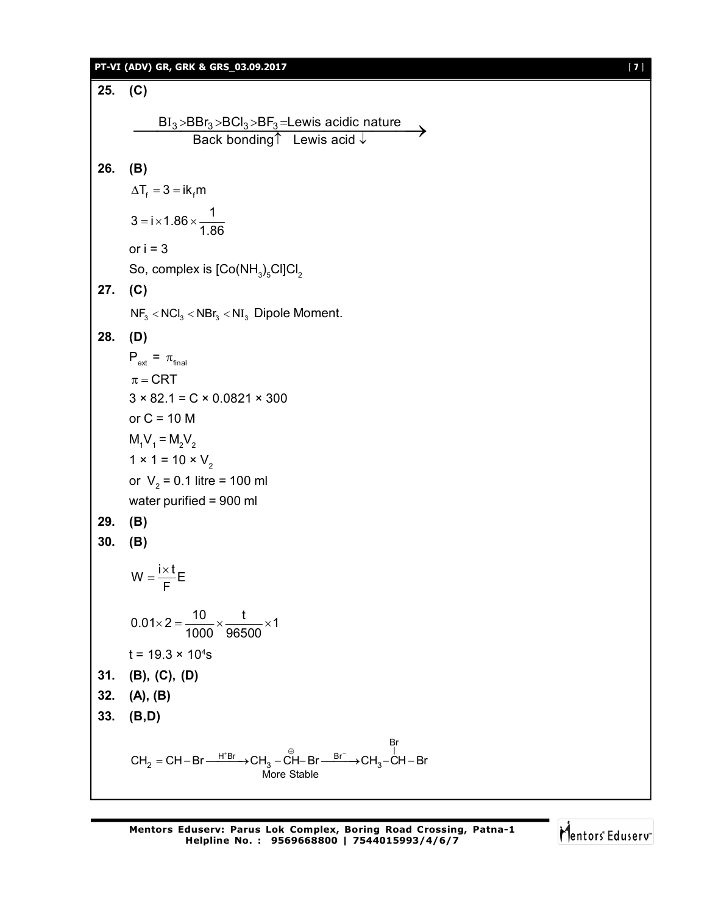**25. (C)**

$$\xrightarrow[\text{Back bonding}\uparrow \quad \text{Lewis acid}\downarrow]{BI_3 > BBr_3 > BCl_3 > BF_3 = \text{Lewis acidic nature}}$$

**26. (B)**

$\Delta T_f = 3 = ik_f m$

$3 = i \times 1.86 \times \frac{1}{1.86}$

or i = 3

So, complex is $[Co(NH_3)_5Cl]Cl_2$

**27. (C)**

$NF_3 < NCl_3 < NBr_3 < NI_3$ Dipole Moment.

**28. (D)**

$P_{ext} = \pi_{final}$

$\pi = CRT$

3 × 82.1 = C × 0.0821 × 300

or C = 10 M

$M_1V_1 = M_2V_2$

$1 \times 1 = 10 \times V_2$

or $V_2$ = 0.1 litre = 100 ml

water purified = 900 ml

**29. (B)**

**30. (B)**

$W = \frac{i \times t}{F} E$

$0.01 \times 2 = \frac{10}{1000} \times \frac{t}{96500} \times 1$

$t = 19.3 \times 10^4 s$

**31. (B), (C), (D)**

**32. (A), (B)**

**33. (B,D)**

$$CH_2 = CH - Br \xrightarrow{H^+Br} \underset{\text{More Stable}}{CH_3 - \overset{\oplus}{C}H - Br} \xrightarrow{Br^-} CH_3 - \underset{}{\overset{Br}{\overset{|}{C}H}} - Br$$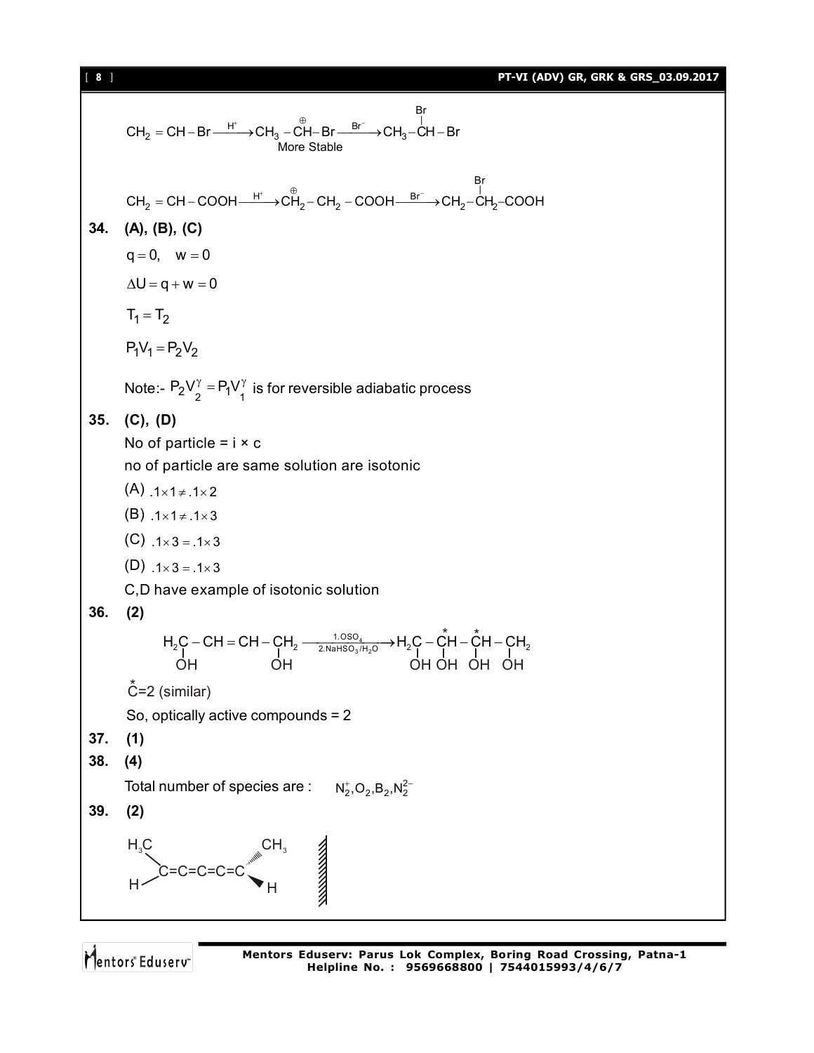$$CH_2 = CH - Br \xrightarrow{H^+} CH_3 - \overset{\oplus}{C}H - Br \xrightarrow{Br^-} CH_3 - \underset{}{\overset{Br}{\overset{|}{C}H}} - Br$$

More Stable

$$CH_2 = CH - COOH \xrightarrow{H^+} \overset{\oplus}{C}H_2 - CH_2 - COOH \xrightarrow{Br^-} \overset{Br}{\overset{|}{C}H_2} - CH_2 - COOH$$

**34. (A), (B), (C)**

$q = 0, \quad w = 0$

$\Delta U = q + w = 0$

$T_1 = T_2$

$P_1V_1 = P_2V_2$

Note:- $P_2V_2^{\gamma} = P_1V_1^{\gamma}$ is for reversible adiabatic process

**35. (C), (D)**

No of particle = i × c

no of particle are same solution are isotonic

(A) $.1 \times 1 \neq .1 \times 2$

(B) $.1 \times 1 \neq .1 \times 3$

(C) $.1 \times 3 = .1 \times 3$

(D) $.1 \times 3 = .1 \times 3$

C,D have example of isotonic solution

**36. (2)**

$$\underset{OH}{\underset{|}{H_2C}} - CH = CH - \underset{OH}{\underset{|}{CH_2}} \xrightarrow[2.NaHSO_3/H_2O]{1.OSO_4} \underset{OH}{\underset{|}{H_2C}} - \underset{OH}{\underset{|}{\overset{*}{C}H}} - \underset{OH}{\underset{|}{\overset{*}{C}H}} - \underset{OH}{\underset{|}{CH_2}}$$

$\overset{*}{C}$=2 (similar)

So, optically active compounds = 2

**37. (1)**

**38. (4)**

Total number of species are : $N_2^+, O_2, B_2, N_2^{2-}$

**39. (2)**

$$\begin{matrix} H_3C \\ H \end{matrix} \!\!> C=C=C=C=C <\!\! \begin{matrix} CH_3 \\ H \end{matrix}$$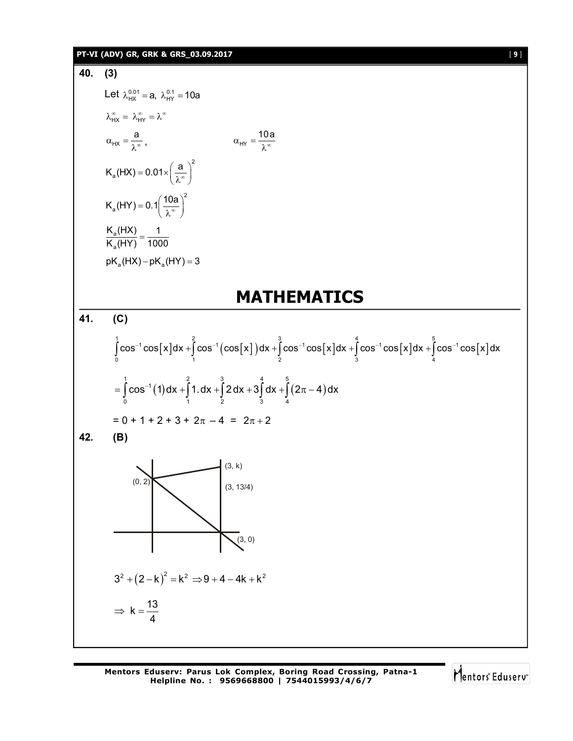**40. (3)**

Let $\lambda_{HX}^{0.01} = a,\ \lambda_{HY}^{0.1} = 10a$

$\lambda_{HX}^{\infty} = \lambda_{HY}^{\infty} = \lambda^{\infty}$

$\alpha_{HX} = \dfrac{a}{\lambda^{\infty}}$, $\qquad\qquad \alpha_{HY} = \dfrac{10a}{\lambda^{\infty}}$

$K_a(HX) = 0.01 \times \left(\dfrac{a}{\lambda^{\infty}}\right)^2$

$K_a(HY) = 0.1\left(\dfrac{10a}{\lambda^{\infty}}\right)^2$

$\dfrac{K_a(HX)}{K_a(HY)} = \dfrac{1}{1000}$

$pK_a(HX) - pK_a(HY) = 3$

# MATHEMATICS

**41. (C)**

$$\int_0^1 \cos^{-1}\cos[x]dx + \int_1^2 \cos^{-1}(\cos[x])dx + \int_2^3 \cos^{-1}\cos[x]dx + \int_3^4 \cos^{-1}\cos[x]dx + \int_4^5 \cos^{-1}\cos[x]dx$$

$$= \int_0^1 \cos^{-1}(1)dx + \int_1^2 1.dx + \int_2^3 2dx + 3\int_3^4 dx + \int_4^5 (2\pi - 4)dx$$

$= 0 + 1 + 2 + 3 + 2\pi - 4 = 2\pi + 2$

**42. (B)**

(Figure: lines through (0, 2), (3, k), (3, 13/4), (3, 0))

$3^2 + (2-k)^2 = k^2 \Rightarrow 9 + 4 - 4k + k^2$

$\Rightarrow k = \dfrac{13}{4}$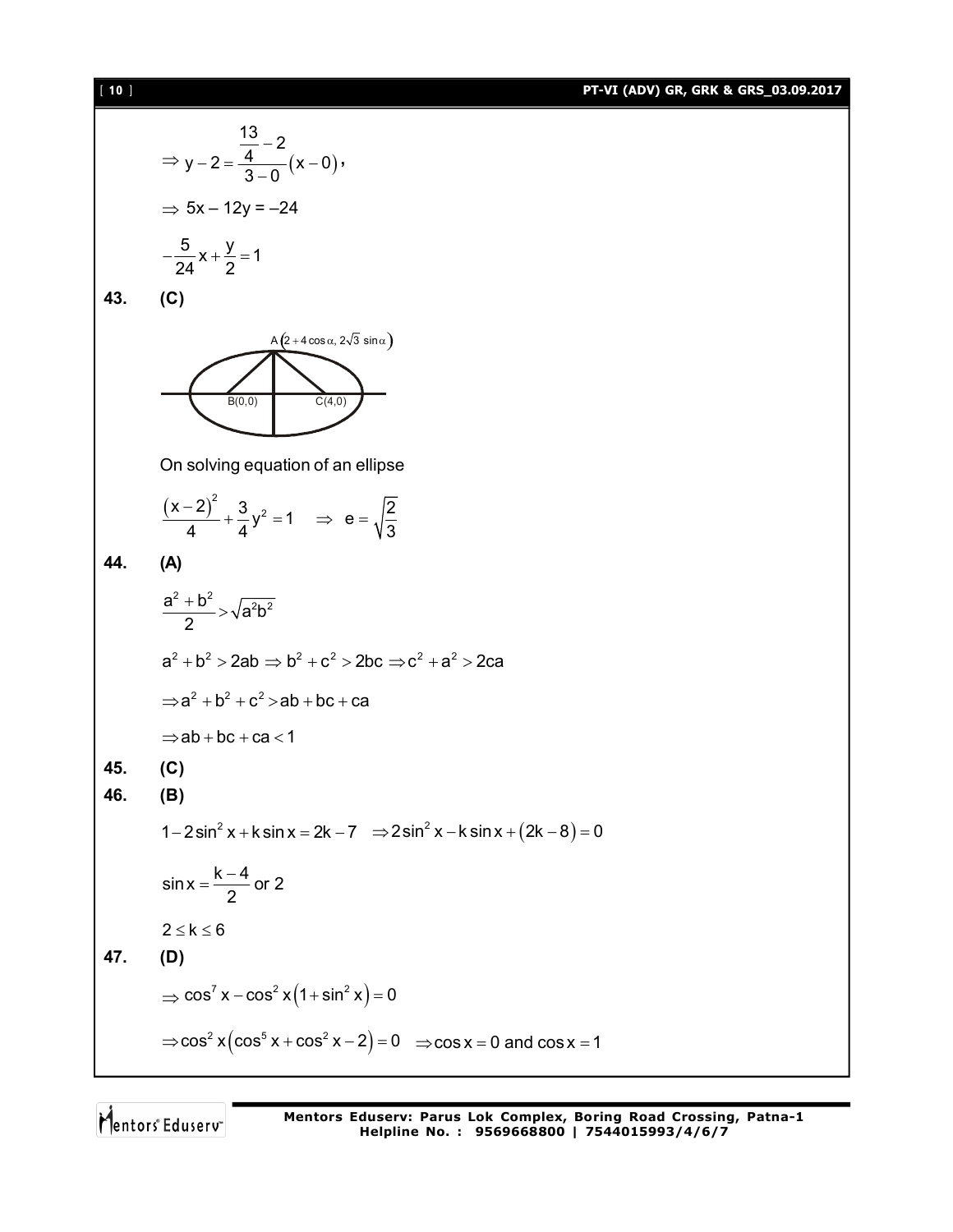$$\Rightarrow y-2=\frac{\frac{13}{4}-2}{3-0}(x-0),$$

$$\Rightarrow 5x-12y=-24$$

$$-\frac{5}{24}x+\frac{y}{2}=1$$

**43. (C)**

A $\left(2+4\cos\alpha,\ 2\sqrt{3}\sin\alpha\right)$

B(0,0) C(4,0)

On solving equation of an ellipse

$$\frac{(x-2)^2}{4}+\frac{3}{4}y^2=1 \quad \Rightarrow \quad e=\sqrt{\frac{2}{3}}$$

**44. (A)**

$$\frac{a^2+b^2}{2}>\sqrt{a^2b^2}$$

$$a^2+b^2>2ab \Rightarrow b^2+c^2>2bc \Rightarrow c^2+a^2>2ca$$

$$\Rightarrow a^2+b^2+c^2>ab+bc+ca$$

$$\Rightarrow ab+bc+ca<1$$

**45. (C)**

**46. (B)**

$$1-2\sin^2 x+k\sin x=2k-7 \quad \Rightarrow 2\sin^2 x-k\sin x+(2k-8)=0$$

$$\sin x=\frac{k-4}{2} \text{ or } 2$$

$$2\le k\le 6$$

**47. (D)**

$$\Rightarrow \cos^7 x-\cos^2 x\left(1+\sin^2 x\right)=0$$

$$\Rightarrow \cos^2 x\left(\cos^5 x+\cos^2 x-2\right)=0 \quad \Rightarrow \cos x=0 \text{ and } \cos x=1$$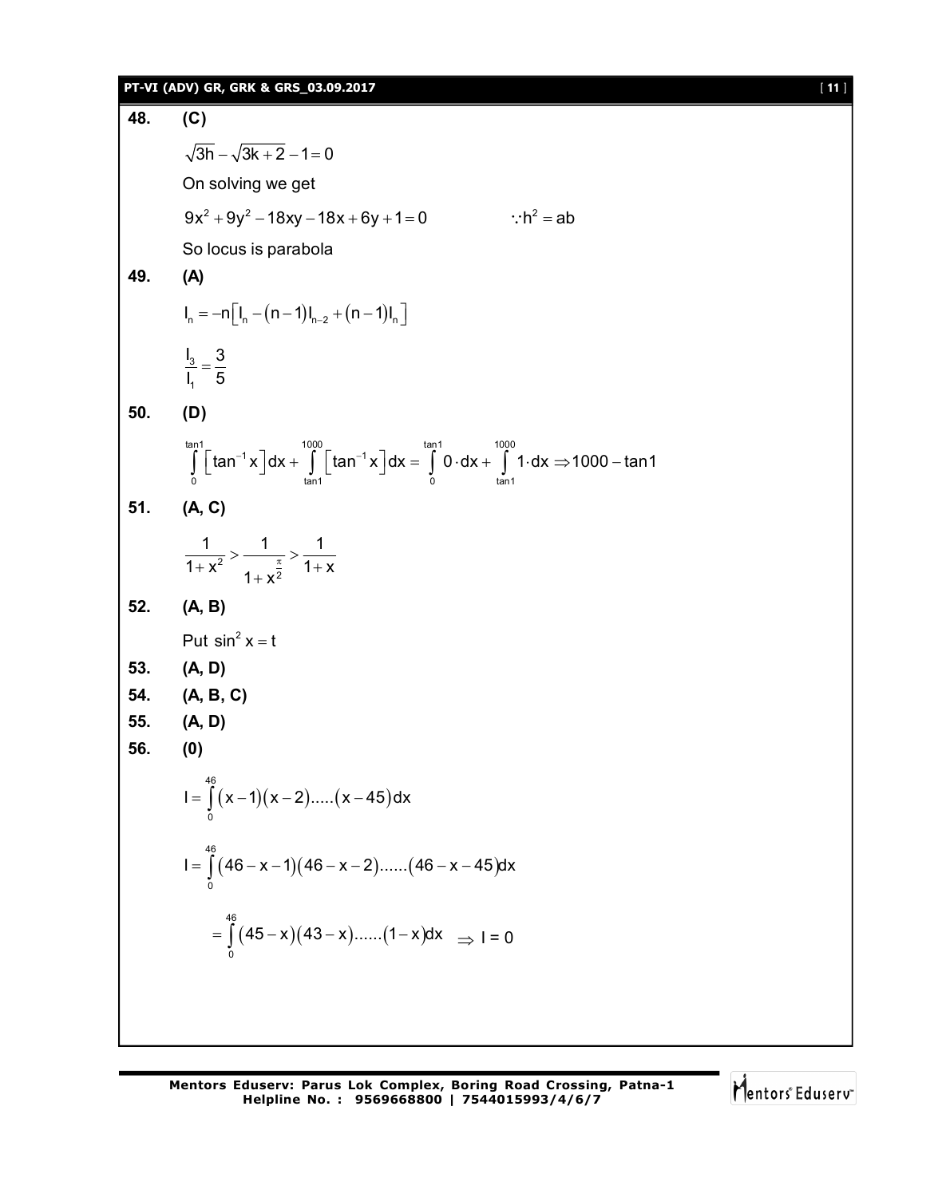**48. (C)**

$\sqrt{3h}-\sqrt{3k+2}-1=0$

On solving we get

$9x^2+9y^2-18xy-18x+6y+1=0 \qquad \because h^2=ab$

So locus is parabola

**49. (A)**

$I_n=-n\left[I_n-(n-1)I_{n-2}+(n-1)I_n\right]$

$\frac{I_3}{I_1}=\frac{3}{5}$

**50. (D)**

$\int\limits_0^{\tan 1}\left[\tan^{-1}x\right]dx+\int\limits_{\tan 1}^{1000}\left[\tan^{-1}x\right]dx=\int\limits_0^{\tan 1}0\cdot dx+\int\limits_{\tan 1}^{1000}1\cdot dx \Rightarrow 1000-\tan 1$

**51. (A, C)**

$\frac{1}{1+x^2}>\frac{1}{1+x^{\frac{\pi}{2}}}>\frac{1}{1+x}$

**52. (A, B)**

Put $\sin^2 x=t$

**53. (A, D)**

**54. (A, B, C)**

**55. (A, D)**

**56. (0)**

$I=\int\limits_0^{46}(x-1)(x-2).....(x-45)dx$

$I=\int\limits_0^{46}(46-x-1)(46-x-2)......(46-x-45)dx$

$=\int\limits_0^{46}(45-x)(43-x)......(1-x)dx \Rightarrow I=0$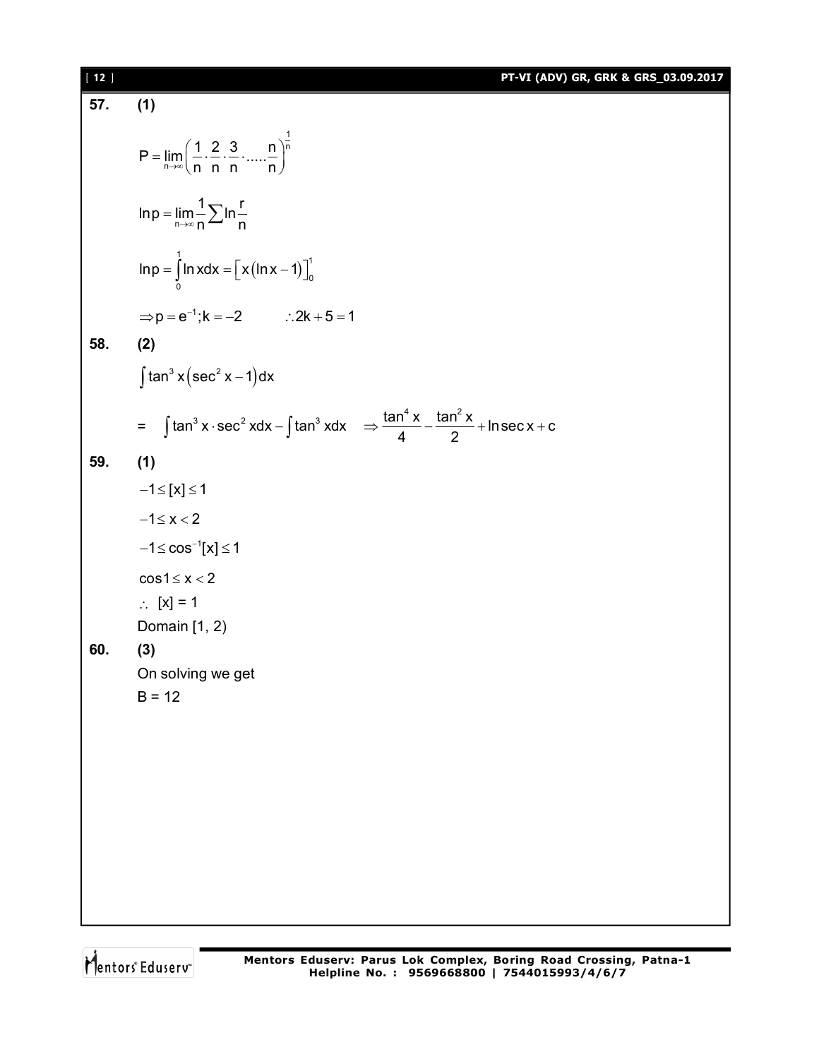**57. (1)**

$$P = \lim_{n\to\infty}\left(\frac{1}{n}\cdot\frac{2}{n}\cdot\frac{3}{n}\cdot.....\frac{n}{n}\right)^{\frac{1}{n}}$$

$$\ln p = \lim_{n\to\infty}\frac{1}{n}\sum \ln\frac{r}{n}$$

$$\ln p = \int_0^1 \ln x dx = \left[x(\ln x - 1)\right]_0^1$$

$$\Rightarrow p = e^{-1}; k = -2 \qquad \therefore 2k + 5 = 1$$

**58. (2)**

$$\int \tan^3 x\left(\sec^2 x - 1\right)dx$$

$$= \int \tan^3 x \cdot \sec^2 x dx - \int \tan^3 x dx \quad \Rightarrow \frac{\tan^4 x}{4} - \frac{\tan^2 x}{2} + \ln \sec x + c$$

**59. (1)**

$-1 \le [x] \le 1$

$-1 \le x < 2$

$-1 \le \cos^{-1}[x] \le 1$

$\cos 1 \le x < 2$

$\therefore$ [x] = 1

Domain [1, 2)

**60. (3)**

On solving we get

B = 12